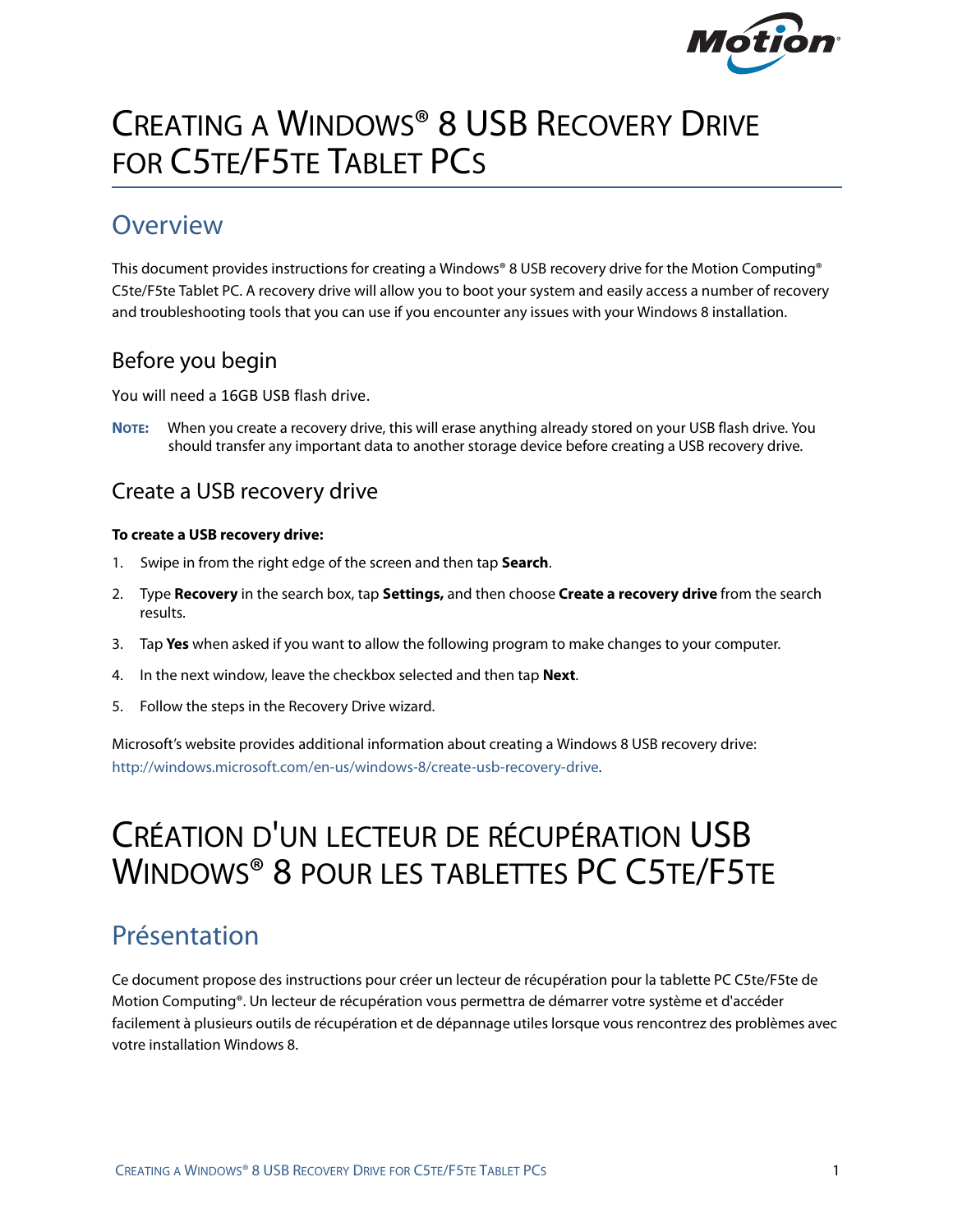# CREATING A WINDOWS® 8 USB RECOVERY DRIVE FOR C5TE/F5TE TABLET PCS

## Overview

This document provides instructions for creating a Windows® 8 USB recovery drive for the Motion Computing® C5te/F5te Tablet PC. A recovery drive will allow you to boot your system and easily access a number of recovery and troubleshooting tools that you can use if you encounter any issues with your Windows 8 installation.

### Before you begin

You will need a 16GB USB flash drive.

**NOTE:** When you create a recovery drive, this will erase anything already stored on your USB flash drive. You should transfer any important data to another storage device before creating a USB recovery drive.

### Create a USB recovery drive

**To create a USB recovery drive:**

1. Swipe in from the right edge of the screen and then tap **Search**.
2. Type **Recovery** in the search box, tap **Settings,** and then choose **Create a recovery drive** from the search results.
3. Tap **Yes** when asked if you want to allow the following program to make changes to your computer.
4. In the next window, leave the checkbox selected and then tap **Next**.
5. Follow the steps in the Recovery Drive wizard.

Microsoft's website provides additional information about creating a Windows 8 USB recovery drive: http://windows.microsoft.com/en-us/windows-8/create-usb-recovery-drive.

# CRÉATION D'UN LECTEUR DE RÉCUPÉRATION USB WINDOWS® 8 POUR LES TABLETTES PC C5TE/F5TE

## Présentation

Ce document propose des instructions pour créer un lecteur de récupération pour la tablette PC C5te/F5te de Motion Computing®. Un lecteur de récupération vous permettra de démarrer votre système et d'accéder facilement à plusieurs outils de récupération et de dépannage utiles lorsque vous rencontrez des problèmes avec votre installation Windows 8.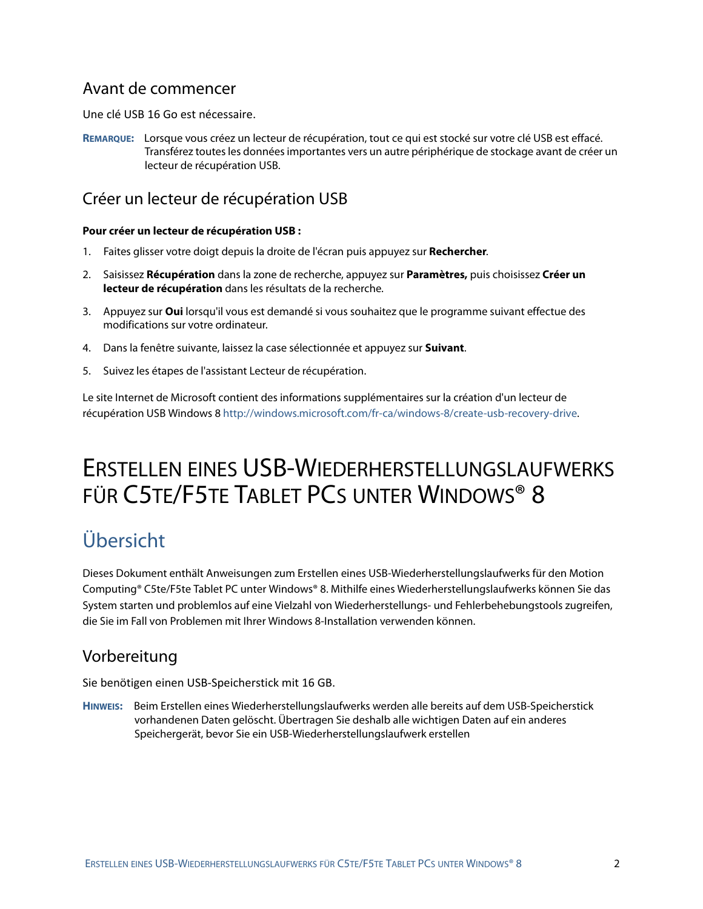## Avant de commencer

Une clé USB 16 Go est nécessaire.

**REMARQUE:** Lorsque vous créez un lecteur de récupération, tout ce qui est stocké sur votre clé USB est effacé. Transférez toutes les données importantes vers un autre périphérique de stockage avant de créer un lecteur de récupération USB.

## Créer un lecteur de récupération USB

**Pour créer un lecteur de récupération USB :**

1. Faites glisser votre doigt depuis la droite de l'écran puis appuyez sur **Rechercher**.
2. Saisissez **Récupération** dans la zone de recherche, appuyez sur **Paramètres,** puis choisissez **Créer un lecteur de récupération** dans les résultats de la recherche.
3. Appuyez sur **Oui** lorsqu'il vous est demandé si vous souhaitez que le programme suivant effectue des modifications sur votre ordinateur.
4. Dans la fenêtre suivante, laissez la case sélectionnée et appuyez sur **Suivant**.
5. Suivez les étapes de l'assistant Lecteur de récupération.

Le site Internet de Microsoft contient des informations supplémentaires sur la création d'un lecteur de récupération USB Windows 8 http://windows.microsoft.com/fr-ca/windows-8/create-usb-recovery-drive.

# ERSTELLEN EINES USB-WIEDERHERSTELLUNGSLAUFWERKS FÜR C5TE/F5TE TABLET PCS UNTER WINDOWS® 8

## Übersicht

Dieses Dokument enthält Anweisungen zum Erstellen eines USB-Wiederherstellungslaufwerks für den Motion Computing® C5te/F5te Tablet PC unter Windows® 8. Mithilfe eines Wiederherstellungslaufwerks können Sie das System starten und problemlos auf eine Vielzahl von Wiederherstellungs- und Fehlerbehebungstools zugreifen, die Sie im Fall von Problemen mit Ihrer Windows 8-Installation verwenden können.

## Vorbereitung

Sie benötigen einen USB-Speicherstick mit 16 GB.

**HINWEIS:** Beim Erstellen eines Wiederherstellungslaufwerks werden alle bereits auf dem USB-Speicherstick vorhandenen Daten gelöscht. Übertragen Sie deshalb alle wichtigen Daten auf ein anderes Speichergerät, bevor Sie ein USB-Wiederherstellungslaufwerk erstellen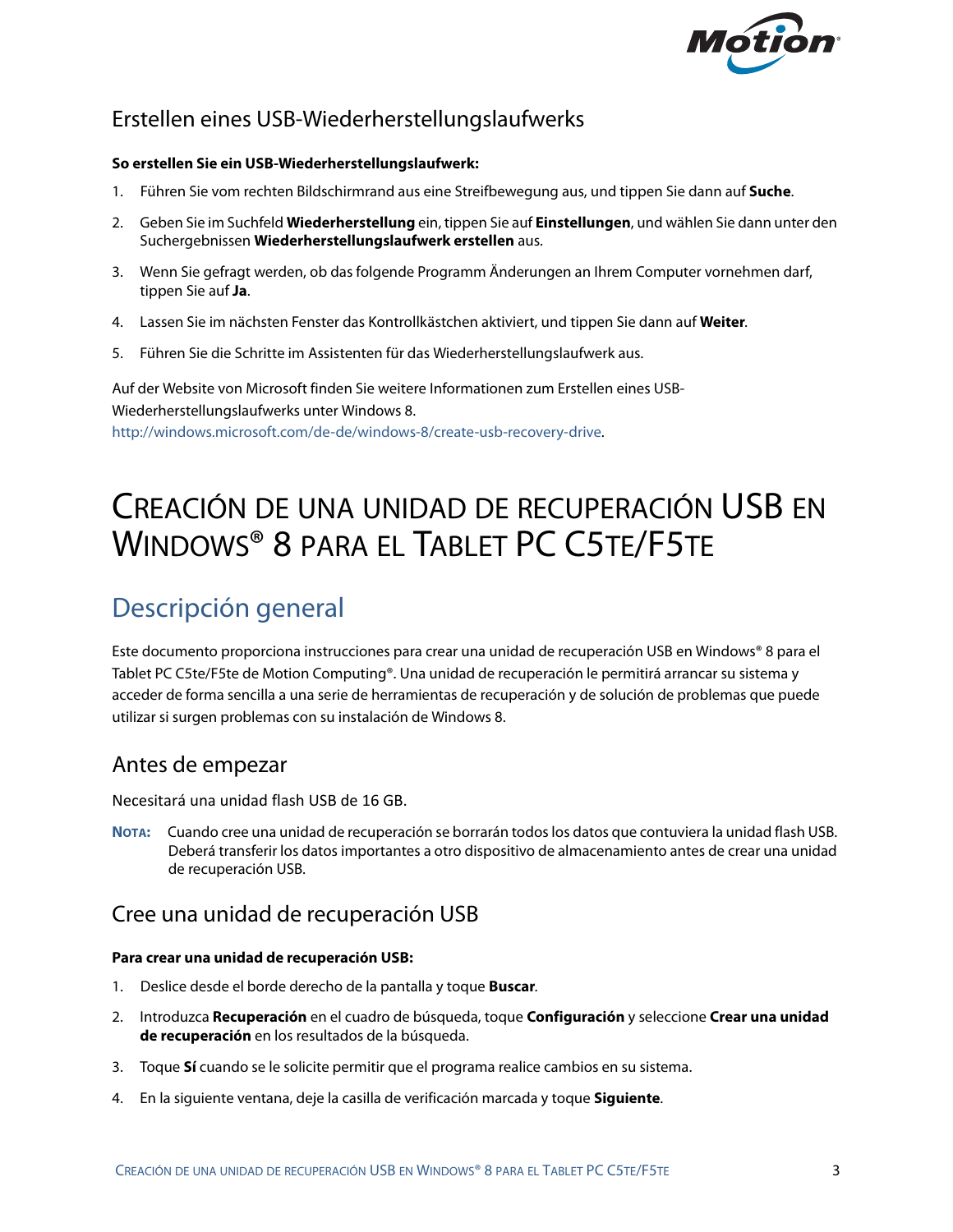## Erstellen eines USB-Wiederherstellungslaufwerks

**So erstellen Sie ein USB-Wiederherstellungslaufwerk:**

1. Führen Sie vom rechten Bildschirmrand aus eine Streifbewegung aus, und tippen Sie dann auf **Suche**.
2. Geben Sie im Suchfeld **Wiederherstellung** ein, tippen Sie auf **Einstellungen**, und wählen Sie dann unter den Suchergebnissen **Wiederherstellungslaufwerk erstellen** aus.
3. Wenn Sie gefragt werden, ob das folgende Programm Änderungen an Ihrem Computer vornehmen darf, tippen Sie auf **Ja**.
4. Lassen Sie im nächsten Fenster das Kontrollkästchen aktiviert, und tippen Sie dann auf **Weiter**.
5. Führen Sie die Schritte im Assistenten für das Wiederherstellungslaufwerk aus.

Auf der Website von Microsoft finden Sie weitere Informationen zum Erstellen eines USB-Wiederherstellungslaufwerks unter Windows 8.
http://windows.microsoft.com/de-de/windows-8/create-usb-recovery-drive.

# Creación de una unidad de recuperación USB en Windows® 8 para el Tablet PC C5te/F5te

## Descripción general

Este documento proporciona instrucciones para crear una unidad de recuperación USB en Windows® 8 para el Tablet PC C5te/F5te de Motion Computing®. Una unidad de recuperación le permitirá arrancar su sistema y acceder de forma sencilla a una serie de herramientas de recuperación y de solución de problemas que puede utilizar si surgen problemas con su instalación de Windows 8.

### Antes de empezar

Necesitará una unidad flash USB de 16 GB.

**Nota:** Cuando cree una unidad de recuperación se borrarán todos los datos que contuviera la unidad flash USB. Deberá transferir los datos importantes a otro dispositivo de almacenamiento antes de crear una unidad de recuperación USB.

### Cree una unidad de recuperación USB

**Para crear una unidad de recuperación USB:**

1. Deslice desde el borde derecho de la pantalla y toque **Buscar**.
2. Introduzca **Recuperación** en el cuadro de búsqueda, toque **Configuración** y seleccione **Crear una unidad de recuperación** en los resultados de la búsqueda.
3. Toque **Sí** cuando se le solicite permitir que el programa realice cambios en su sistema.
4. En la siguiente ventana, deje la casilla de verificación marcada y toque **Siguiente**.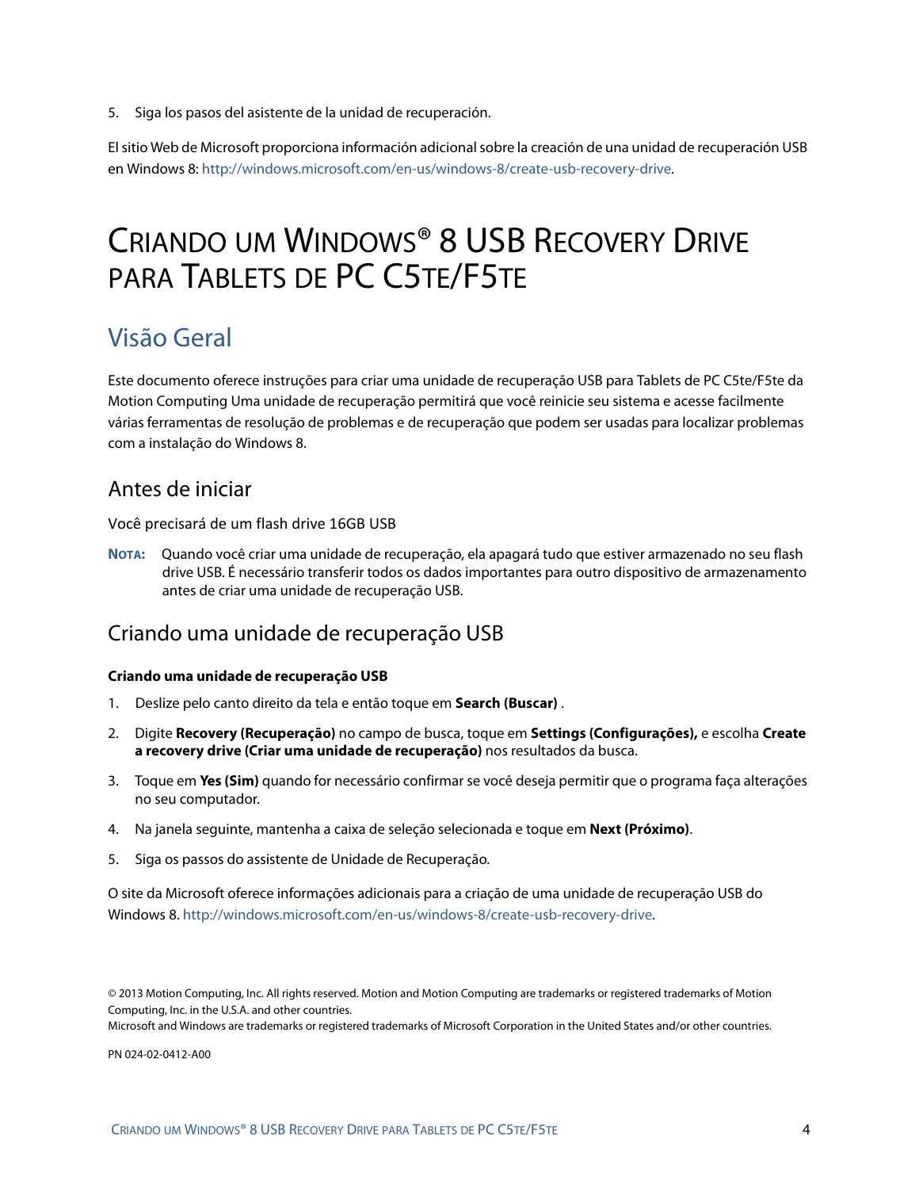5. Siga los pasos del asistente de la unidad de recuperación.

El sitio Web de Microsoft proporciona información adicional sobre la creación de una unidad de recuperación USB en Windows 8: http://windows.microsoft.com/en-us/windows-8/create-usb-recovery-drive.

# Criando um Windows® 8 USB Recovery Drive para Tablets de PC C5te/F5te

## Visão Geral

Este documento oferece instruções para criar uma unidade de recuperação USB para Tablets de PC C5te/F5te da Motion Computing Uma unidade de recuperação permitirá que você reinicie seu sistema e acesse facilmente várias ferramentas de resolução de problemas e de recuperação que podem ser usadas para localizar problemas com a instalação do Windows 8.

### Antes de iniciar

Você precisará de um flash drive 16GB USB

**Nota:** Quando você criar uma unidade de recuperação, ela apagará tudo que estiver armazenado no seu flash drive USB. É necessário transferir todos os dados importantes para outro dispositivo de armazenamento antes de criar uma unidade de recuperação USB.

### Criando uma unidade de recuperação USB

**Criando uma unidade de recuperação USB**

1. Deslize pelo canto direito da tela e então toque em **Search (Buscar)** .
2. Digite **Recovery (Recuperação)** no campo de busca, toque em **Settings (Configurações),** e escolha **Create a recovery drive (Criar uma unidade de recuperação)** nos resultados da busca.
3. Toque em **Yes (Sim)** quando for necessário confirmar se você deseja permitir que o programa faça alterações no seu computador.
4. Na janela seguinte, mantenha a caixa de seleção selecionada e toque em **Next (Próximo)**.
5. Siga os passos do assistente de Unidade de Recuperação.

O site da Microsoft oferece informações adicionais para a criação de uma unidade de recuperação USB do Windows 8. http://windows.microsoft.com/en-us/windows-8/create-usb-recovery-drive.

© 2013 Motion Computing, Inc. All rights reserved. Motion and Motion Computing are trademarks or registered trademarks of Motion Computing, Inc. in the U.S.A. and other countries.
Microsoft and Windows are trademarks or registered trademarks of Microsoft Corporation in the United States and/or other countries.

PN 024-02-0412-A00